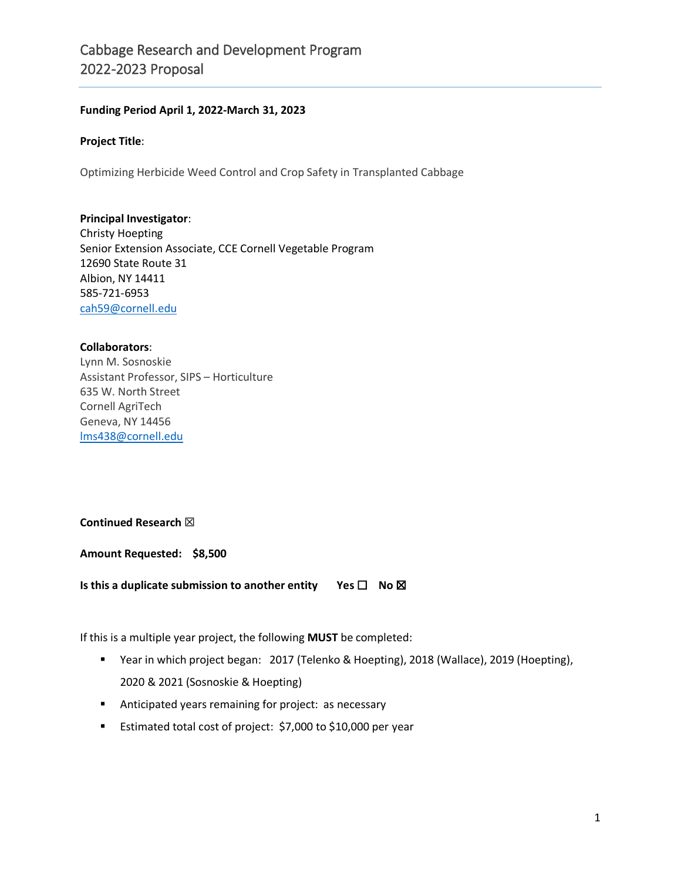# Cabbage Research and Development Program
# 2022-2023 Proposal

**Funding Period April 1, 2022-March 31, 2023**

**Project Title**:

Optimizing Herbicide Weed Control and Crop Safety in Transplanted Cabbage

**Principal Investigator**:
Christy Hoepting
Senior Extension Associate, CCE Cornell Vegetable Program
12690 State Route 31
Albion, NY 14411
585-721-6953
cah59@cornell.edu

**Collaborators**:
Lynn M. Sosnoskie
Assistant Professor, SIPS – Horticulture
635 W. North Street
Cornell AgriTech
Geneva, NY 14456
lms438@cornell.edu

**Continued Research** ☒

**Amount Requested:** **$8,500**

**Is this a duplicate submission to another entity** **Yes** ☐ **No** ☒

If this is a multiple year project, the following **MUST** be completed:

- Year in which project began: 2017 (Telenko & Hoepting), 2018 (Wallace), 2019 (Hoepting), 2020 & 2021 (Sosnoskie & Hoepting)
- Anticipated years remaining for project: as necessary
- Estimated total cost of project: $7,000 to $10,000 per year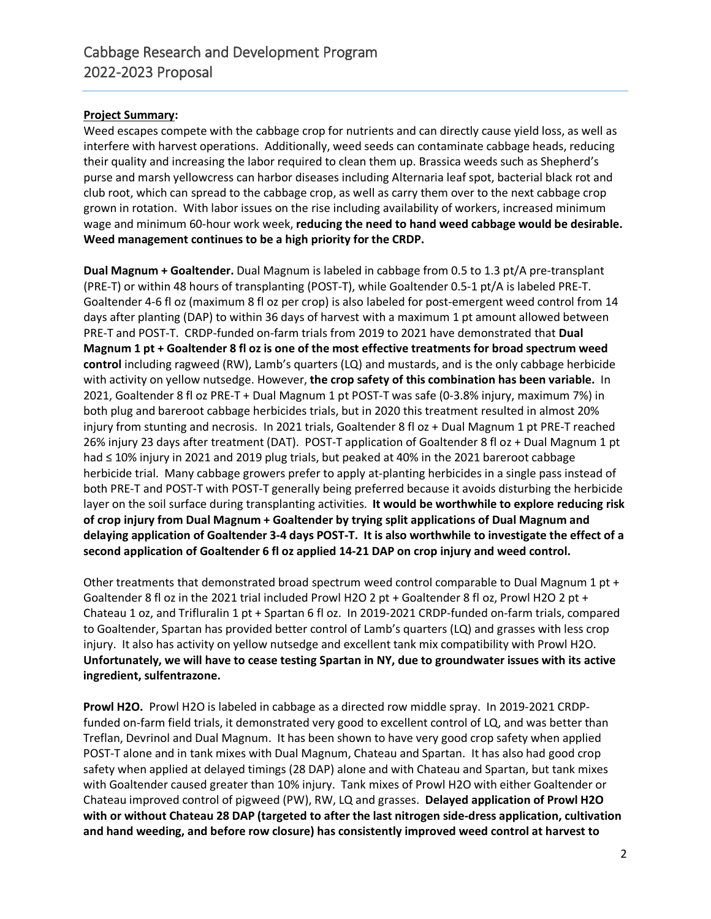**Project Summary:**

Weed escapes compete with the cabbage crop for nutrients and can directly cause yield loss, as well as interfere with harvest operations. Additionally, weed seeds can contaminate cabbage heads, reducing their quality and increasing the labor required to clean them up. Brassica weeds such as Shepherd's purse and marsh yellowcress can harbor diseases including Alternaria leaf spot, bacterial black rot and club root, which can spread to the cabbage crop, as well as carry them over to the next cabbage crop grown in rotation. With labor issues on the rise including availability of workers, increased minimum wage and minimum 60-hour work week, **reducing the need to hand weed cabbage would be desirable. Weed management continues to be a high priority for the CRDP.**

**Dual Magnum + Goaltender.** Dual Magnum is labeled in cabbage from 0.5 to 1.3 pt/A pre-transplant (PRE-T) or within 48 hours of transplanting (POST-T), while Goaltender 0.5-1 pt/A is labeled PRE-T. Goaltender 4-6 fl oz (maximum 8 fl oz per crop) is also labeled for post-emergent weed control from 14 days after planting (DAP) to within 36 days of harvest with a maximum 1 pt amount allowed between PRE-T and POST-T. CRDP-funded on-farm trials from 2019 to 2021 have demonstrated that **Dual Magnum 1 pt + Goaltender 8 fl oz is one of the most effective treatments for broad spectrum weed control** including ragweed (RW), Lamb's quarters (LQ) and mustards, and is the only cabbage herbicide with activity on yellow nutsedge. However, **the crop safety of this combination has been variable.** In 2021, Goaltender 8 fl oz PRE-T + Dual Magnum 1 pt POST-T was safe (0-3.8% injury, maximum 7%) in both plug and bareroot cabbage herbicides trials, but in 2020 this treatment resulted in almost 20% injury from stunting and necrosis. In 2021 trials, Goaltender 8 fl oz + Dual Magnum 1 pt PRE-T reached 26% injury 23 days after treatment (DAT). POST-T application of Goaltender 8 fl oz + Dual Magnum 1 pt had ≤ 10% injury in 2021 and 2019 plug trials, but peaked at 40% in the 2021 bareroot cabbage herbicide trial. Many cabbage growers prefer to apply at-planting herbicides in a single pass instead of both PRE-T and POST-T with POST-T generally being preferred because it avoids disturbing the herbicide layer on the soil surface during transplanting activities. **It would be worthwhile to explore reducing risk of crop injury from Dual Magnum + Goaltender by trying split applications of Dual Magnum and delaying application of Goaltender 3-4 days POST-T. It is also worthwhile to investigate the effect of a second application of Goaltender 6 fl oz applied 14-21 DAP on crop injury and weed control.**

Other treatments that demonstrated broad spectrum weed control comparable to Dual Magnum 1 pt + Goaltender 8 fl oz in the 2021 trial included Prowl H2O 2 pt + Goaltender 8 fl oz, Prowl H2O 2 pt + Chateau 1 oz, and Trifluralin 1 pt + Spartan 6 fl oz. In 2019-2021 CRDP-funded on-farm trials, compared to Goaltender, Spartan has provided better control of Lamb's quarters (LQ) and grasses with less crop injury. It also has activity on yellow nutsedge and excellent tank mix compatibility with Prowl H2O. **Unfortunately, we will have to cease testing Spartan in NY, due to groundwater issues with its active ingredient, sulfentrazone.**

**Prowl H2O.** Prowl H2O is labeled in cabbage as a directed row middle spray. In 2019-2021 CRDP-funded on-farm field trials, it demonstrated very good to excellent control of LQ, and was better than Treflan, Devrinol and Dual Magnum. It has been shown to have very good crop safety when applied POST-T alone and in tank mixes with Dual Magnum, Chateau and Spartan. It has also had good crop safety when applied at delayed timings (28 DAP) alone and with Chateau and Spartan, but tank mixes with Goaltender caused greater than 10% injury. Tank mixes of Prowl H2O with either Goaltender or Chateau improved control of pigweed (PW), RW, LQ and grasses. **Delayed application of Prowl H2O with or without Chateau 28 DAP (targeted to after the last nitrogen side-dress application, cultivation and hand weeding, and before row closure) has consistently improved weed control at harvest to**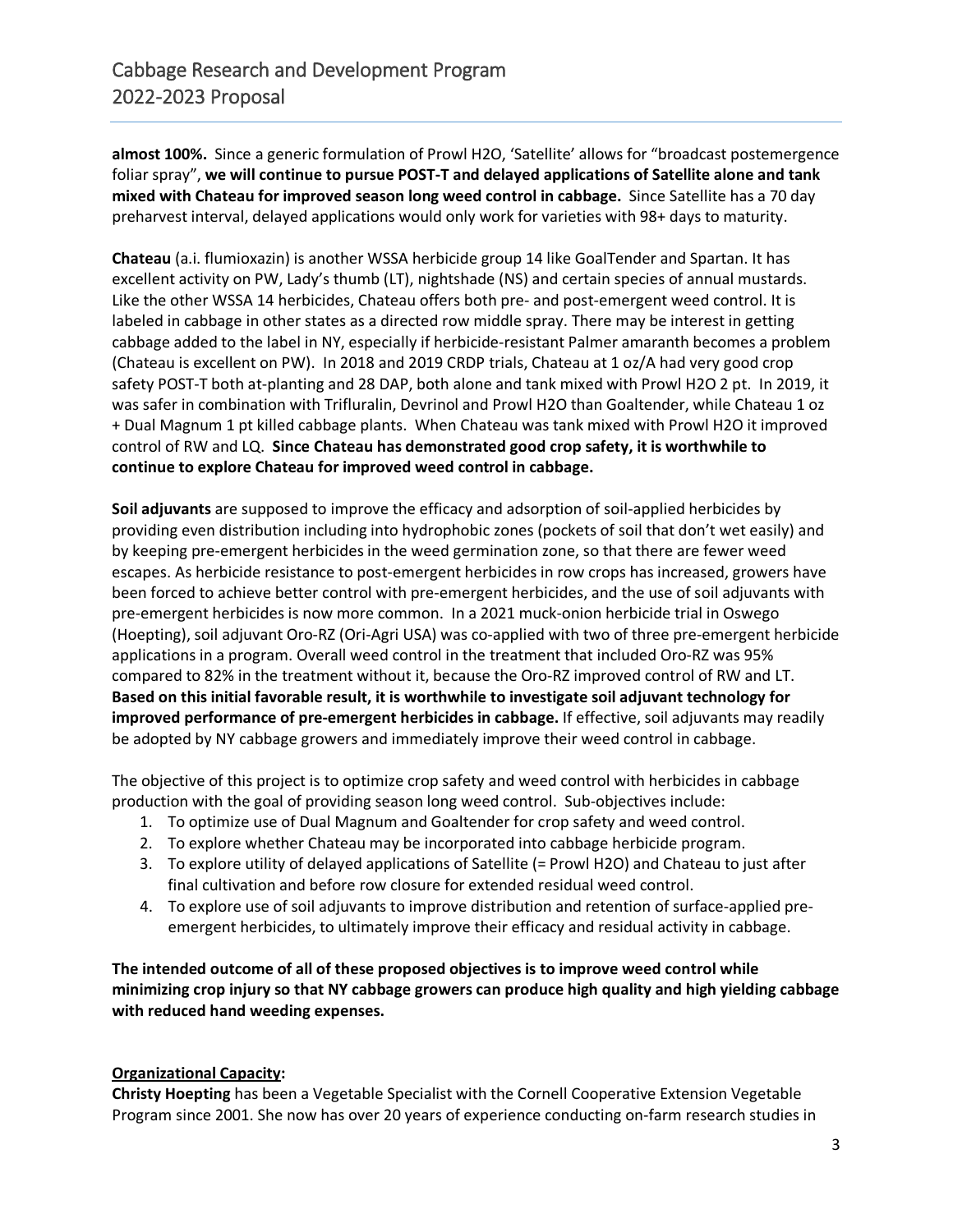**almost 100%.** Since a generic formulation of Prowl H2O, 'Satellite' allows for "broadcast postemergence foliar spray", **we will continue to pursue POST-T and delayed applications of Satellite alone and tank mixed with Chateau for improved season long weed control in cabbage.** Since Satellite has a 70 day preharvest interval, delayed applications would only work for varieties with 98+ days to maturity.

**Chateau** (a.i. flumioxazin) is another WSSA herbicide group 14 like GoalTender and Spartan. It has excellent activity on PW, Lady's thumb (LT), nightshade (NS) and certain species of annual mustards. Like the other WSSA 14 herbicides, Chateau offers both pre- and post-emergent weed control. It is labeled in cabbage in other states as a directed row middle spray. There may be interest in getting cabbage added to the label in NY, especially if herbicide-resistant Palmer amaranth becomes a problem (Chateau is excellent on PW). In 2018 and 2019 CRDP trials, Chateau at 1 oz/A had very good crop safety POST-T both at-planting and 28 DAP, both alone and tank mixed with Prowl H2O 2 pt. In 2019, it was safer in combination with Trifluralin, Devrinol and Prowl H2O than Goaltender, while Chateau 1 oz + Dual Magnum 1 pt killed cabbage plants. When Chateau was tank mixed with Prowl H2O it improved control of RW and LQ. **Since Chateau has demonstrated good crop safety, it is worthwhile to continue to explore Chateau for improved weed control in cabbage.**

**Soil adjuvants** are supposed to improve the efficacy and adsorption of soil-applied herbicides by providing even distribution including into hydrophobic zones (pockets of soil that don't wet easily) and by keeping pre-emergent herbicides in the weed germination zone, so that there are fewer weed escapes. As herbicide resistance to post-emergent herbicides in row crops has increased, growers have been forced to achieve better control with pre-emergent herbicides, and the use of soil adjuvants with pre-emergent herbicides is now more common. In a 2021 muck-onion herbicide trial in Oswego (Hoepting), soil adjuvant Oro-RZ (Ori-Agri USA) was co-applied with two of three pre-emergent herbicide applications in a program. Overall weed control in the treatment that included Oro-RZ was 95% compared to 82% in the treatment without it, because the Oro-RZ improved control of RW and LT. **Based on this initial favorable result, it is worthwhile to investigate soil adjuvant technology for improved performance of pre-emergent herbicides in cabbage.** If effective, soil adjuvants may readily be adopted by NY cabbage growers and immediately improve their weed control in cabbage.

The objective of this project is to optimize crop safety and weed control with herbicides in cabbage production with the goal of providing season long weed control. Sub-objectives include:

1. To optimize use of Dual Magnum and Goaltender for crop safety and weed control.
2. To explore whether Chateau may be incorporated into cabbage herbicide program.
3. To explore utility of delayed applications of Satellite (= Prowl H2O) and Chateau to just after final cultivation and before row closure for extended residual weed control.
4. To explore use of soil adjuvants to improve distribution and retention of surface-applied pre-emergent herbicides, to ultimately improve their efficacy and residual activity in cabbage.

**The intended outcome of all of these proposed objectives is to improve weed control while minimizing crop injury so that NY cabbage growers can produce high quality and high yielding cabbage with reduced hand weeding expenses.**

**Organizational Capacity:**

**Christy Hoepting** has been a Vegetable Specialist with the Cornell Cooperative Extension Vegetable Program since 2001. She now has over 20 years of experience conducting on-farm research studies in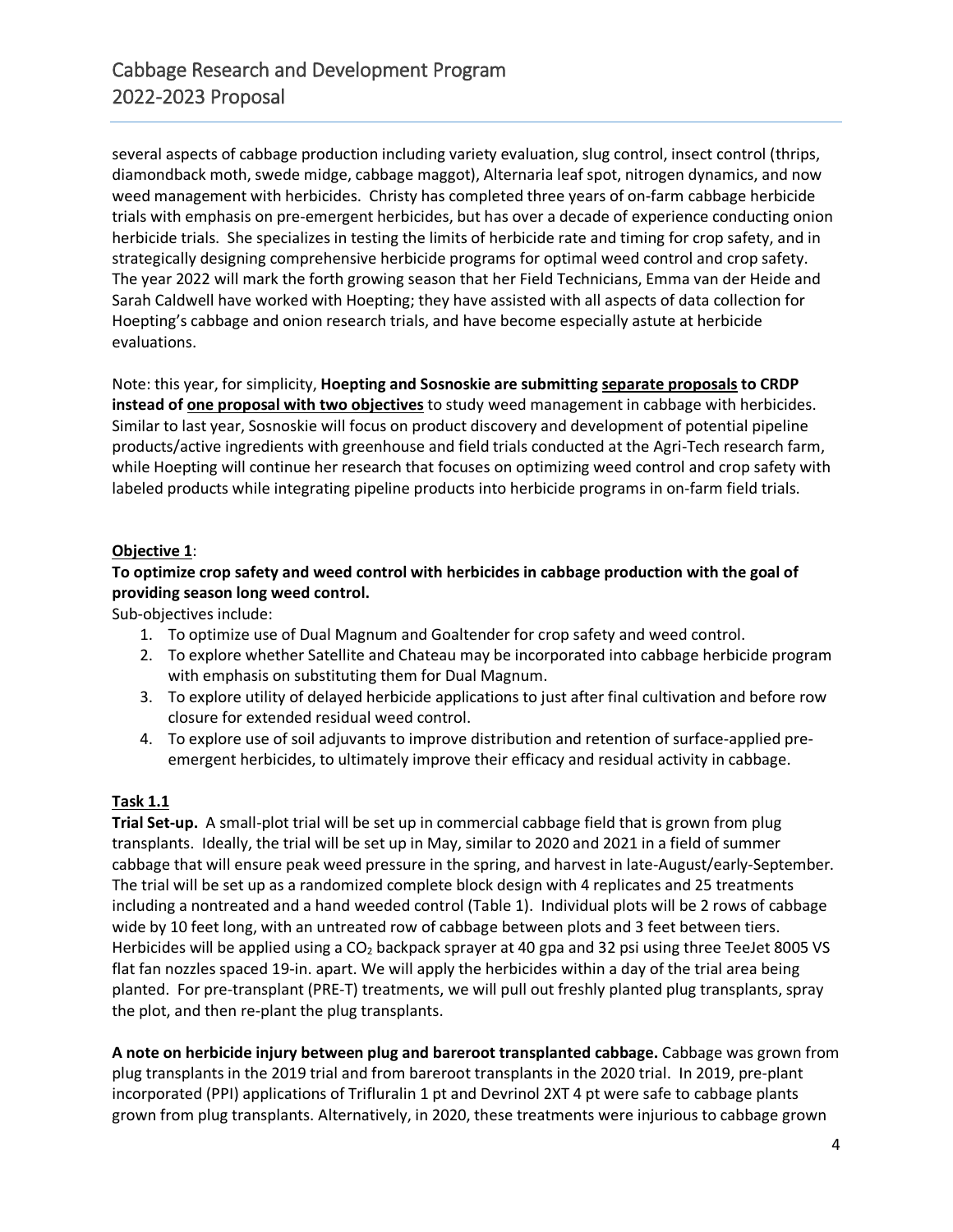several aspects of cabbage production including variety evaluation, slug control, insect control (thrips, diamondback moth, swede midge, cabbage maggot), Alternaria leaf spot, nitrogen dynamics, and now weed management with herbicides. Christy has completed three years of on-farm cabbage herbicide trials with emphasis on pre-emergent herbicides, but has over a decade of experience conducting onion herbicide trials. She specializes in testing the limits of herbicide rate and timing for crop safety, and in strategically designing comprehensive herbicide programs for optimal weed control and crop safety. The year 2022 will mark the forth growing season that her Field Technicians, Emma van der Heide and Sarah Caldwell have worked with Hoepting; they have assisted with all aspects of data collection for Hoepting's cabbage and onion research trials, and have become especially astute at herbicide evaluations.

Note: this year, for simplicity, **Hoepting and Sosnoskie are submitting <u>separate proposals</u> to CRDP instead of <u>one proposal with two objectives</u>** to study weed management in cabbage with herbicides. Similar to last year, Sosnoskie will focus on product discovery and development of potential pipeline products/active ingredients with greenhouse and field trials conducted at the Agri-Tech research farm, while Hoepting will continue her research that focuses on optimizing weed control and crop safety with labeled products while integrating pipeline products into herbicide programs in on-farm field trials.

**<u>Objective 1</u>:**

**To optimize crop safety and weed control with herbicides in cabbage production with the goal of providing season long weed control.**

Sub-objectives include:

1. To optimize use of Dual Magnum and Goaltender for crop safety and weed control.
2. To explore whether Satellite and Chateau may be incorporated into cabbage herbicide program with emphasis on substituting them for Dual Magnum.
3. To explore utility of delayed herbicide applications to just after final cultivation and before row closure for extended residual weed control.
4. To explore use of soil adjuvants to improve distribution and retention of surface-applied pre-emergent herbicides, to ultimately improve their efficacy and residual activity in cabbage.

**<u>Task 1.1</u>**

**Trial Set-up.** A small-plot trial will be set up in commercial cabbage field that is grown from plug transplants. Ideally, the trial will be set up in May, similar to 2020 and 2021 in a field of summer cabbage that will ensure peak weed pressure in the spring, and harvest in late-August/early-September. The trial will be set up as a randomized complete block design with 4 replicates and 25 treatments including a nontreated and a hand weeded control (Table 1). Individual plots will be 2 rows of cabbage wide by 10 feet long, with an untreated row of cabbage between plots and 3 feet between tiers. Herbicides will be applied using a $CO_2$ backpack sprayer at 40 gpa and 32 psi using three TeeJet 8005 VS flat fan nozzles spaced 19-in. apart. We will apply the herbicides within a day of the trial area being planted. For pre-transplant (PRE-T) treatments, we will pull out freshly planted plug transplants, spray the plot, and then re-plant the plug transplants.

**A note on herbicide injury between plug and bareroot transplanted cabbage.** Cabbage was grown from plug transplants in the 2019 trial and from bareroot transplants in the 2020 trial. In 2019, pre-plant incorporated (PPI) applications of Trifluralin 1 pt and Devrinol 2XT 4 pt were safe to cabbage plants grown from plug transplants. Alternatively, in 2020, these treatments were injurious to cabbage grown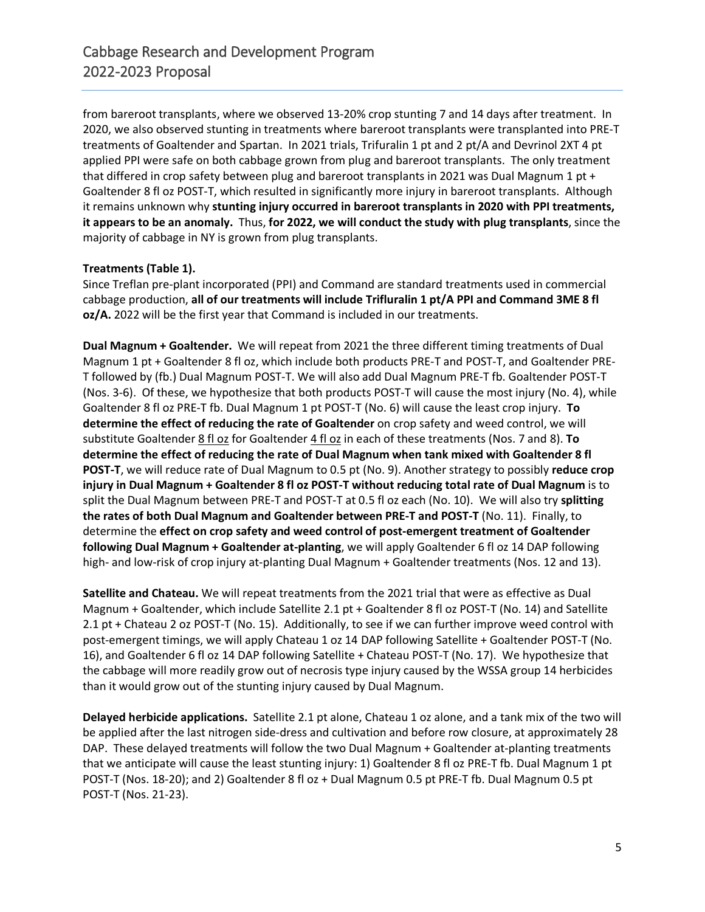from bareroot transplants, where we observed 13-20% crop stunting 7 and 14 days after treatment. In 2020, we also observed stunting in treatments where bareroot transplants were transplanted into PRE-T treatments of Goaltender and Spartan. In 2021 trials, Trifuralin 1 pt and 2 pt/A and Devrinol 2XT 4 pt applied PPI were safe on both cabbage grown from plug and bareroot transplants. The only treatment that differed in crop safety between plug and bareroot transplants in 2021 was Dual Magnum 1 pt + Goaltender 8 fl oz POST-T, which resulted in significantly more injury in bareroot transplants. Although it remains unknown why **stunting injury occurred in bareroot transplants in 2020 with PPI treatments, it appears to be an anomaly.** Thus, **for 2022, we will conduct the study with plug transplants**, since the majority of cabbage in NY is grown from plug transplants.

**Treatments (Table 1).**
Since Treflan pre-plant incorporated (PPI) and Command are standard treatments used in commercial cabbage production, **all of our treatments will include Trifluralin 1 pt/A PPI and Command 3ME 8 fl oz/A.** 2022 will be the first year that Command is included in our treatments.

**Dual Magnum + Goaltender.** We will repeat from 2021 the three different timing treatments of Dual Magnum 1 pt + Goaltender 8 fl oz, which include both products PRE-T and POST-T, and Goaltender PRE-T followed by (fb.) Dual Magnum POST-T. We will also add Dual Magnum PRE-T fb. Goaltender POST-T (Nos. 3-6). Of these, we hypothesize that both products POST-T will cause the most injury (No. 4), while Goaltender 8 fl oz PRE-T fb. Dual Magnum 1 pt POST-T (No. 6) will cause the least crop injury. **To determine the effect of reducing the rate of Goaltender** on crop safety and weed control, we will substitute Goaltender 8 fl oz for Goaltender 4 fl oz in each of these treatments (Nos. 7 and 8). **To determine the effect of reducing the rate of Dual Magnum when tank mixed with Goaltender 8 fl POST-T**, we will reduce rate of Dual Magnum to 0.5 pt (No. 9). Another strategy to possibly **reduce crop injury in Dual Magnum + Goaltender 8 fl oz POST-T without reducing total rate of Dual Magnum** is to split the Dual Magnum between PRE-T and POST-T at 0.5 fl oz each (No. 10). We will also try **splitting the rates of both Dual Magnum and Goaltender between PRE-T and POST-T** (No. 11). Finally, to determine the **effect on crop safety and weed control of post-emergent treatment of Goaltender following Dual Magnum + Goaltender at-planting**, we will apply Goaltender 6 fl oz 14 DAP following high- and low-risk of crop injury at-planting Dual Magnum + Goaltender treatments (Nos. 12 and 13).

**Satellite and Chateau.** We will repeat treatments from the 2021 trial that were as effective as Dual Magnum + Goaltender, which include Satellite 2.1 pt + Goaltender 8 fl oz POST-T (No. 14) and Satellite 2.1 pt + Chateau 2 oz POST-T (No. 15). Additionally, to see if we can further improve weed control with post-emergent timings, we will apply Chateau 1 oz 14 DAP following Satellite + Goaltender POST-T (No. 16), and Goaltender 6 fl oz 14 DAP following Satellite + Chateau POST-T (No. 17). We hypothesize that the cabbage will more readily grow out of necrosis type injury caused by the WSSA group 14 herbicides than it would grow out of the stunting injury caused by Dual Magnum.

**Delayed herbicide applications.** Satellite 2.1 pt alone, Chateau 1 oz alone, and a tank mix of the two will be applied after the last nitrogen side-dress and cultivation and before row closure, at approximately 28 DAP. These delayed treatments will follow the two Dual Magnum + Goaltender at-planting treatments that we anticipate will cause the least stunting injury: 1) Goaltender 8 fl oz PRE-T fb. Dual Magnum 1 pt POST-T (Nos. 18-20); and 2) Goaltender 8 fl oz + Dual Magnum 0.5 pt PRE-T fb. Dual Magnum 0.5 pt POST-T (Nos. 21-23).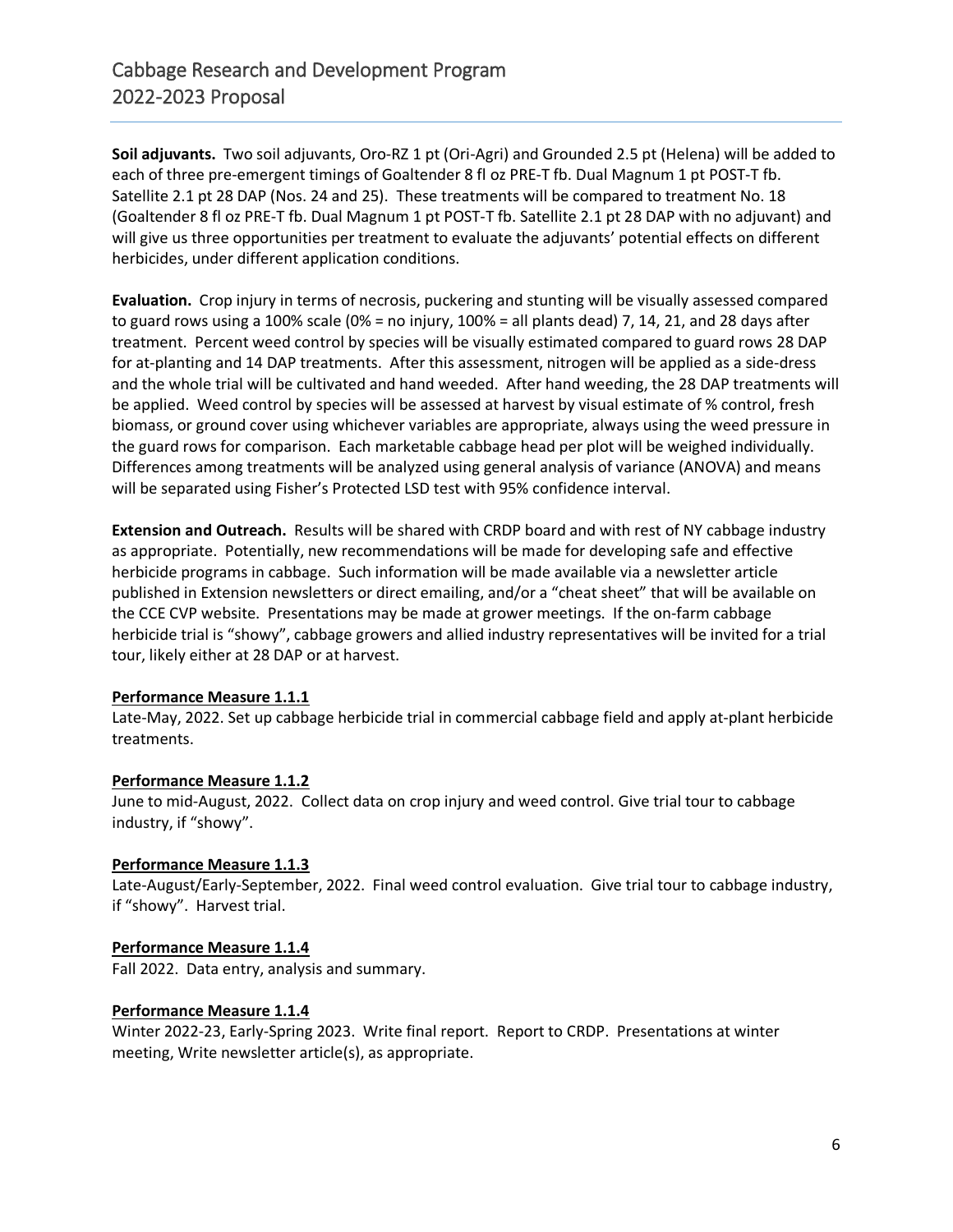**Soil adjuvants.** Two soil adjuvants, Oro-RZ 1 pt (Ori-Agri) and Grounded 2.5 pt (Helena) will be added to each of three pre-emergent timings of Goaltender 8 fl oz PRE-T fb. Dual Magnum 1 pt POST-T fb. Satellite 2.1 pt 28 DAP (Nos. 24 and 25). These treatments will be compared to treatment No. 18 (Goaltender 8 fl oz PRE-T fb. Dual Magnum 1 pt POST-T fb. Satellite 2.1 pt 28 DAP with no adjuvant) and will give us three opportunities per treatment to evaluate the adjuvants' potential effects on different herbicides, under different application conditions.

**Evaluation.** Crop injury in terms of necrosis, puckering and stunting will be visually assessed compared to guard rows using a 100% scale (0% = no injury, 100% = all plants dead) 7, 14, 21, and 28 days after treatment. Percent weed control by species will be visually estimated compared to guard rows 28 DAP for at-planting and 14 DAP treatments. After this assessment, nitrogen will be applied as a side-dress and the whole trial will be cultivated and hand weeded. After hand weeding, the 28 DAP treatments will be applied. Weed control by species will be assessed at harvest by visual estimate of % control, fresh biomass, or ground cover using whichever variables are appropriate, always using the weed pressure in the guard rows for comparison. Each marketable cabbage head per plot will be weighed individually. Differences among treatments will be analyzed using general analysis of variance (ANOVA) and means will be separated using Fisher's Protected LSD test with 95% confidence interval.

**Extension and Outreach.** Results will be shared with CRDP board and with rest of NY cabbage industry as appropriate. Potentially, new recommendations will be made for developing safe and effective herbicide programs in cabbage. Such information will be made available via a newsletter article published in Extension newsletters or direct emailing, and/or a "cheat sheet" that will be available on the CCE CVP website. Presentations may be made at grower meetings. If the on-farm cabbage herbicide trial is "showy", cabbage growers and allied industry representatives will be invited for a trial tour, likely either at 28 DAP or at harvest.

**Performance Measure 1.1.1**

Late-May, 2022. Set up cabbage herbicide trial in commercial cabbage field and apply at-plant herbicide treatments.

**Performance Measure 1.1.2**

June to mid-August, 2022. Collect data on crop injury and weed control. Give trial tour to cabbage industry, if "showy".

**Performance Measure 1.1.3**

Late-August/Early-September, 2022. Final weed control evaluation. Give trial tour to cabbage industry, if "showy". Harvest trial.

**Performance Measure 1.1.4**

Fall 2022. Data entry, analysis and summary.

**Performance Measure 1.1.4**

Winter 2022-23, Early-Spring 2023. Write final report. Report to CRDP. Presentations at winter meeting, Write newsletter article(s), as appropriate.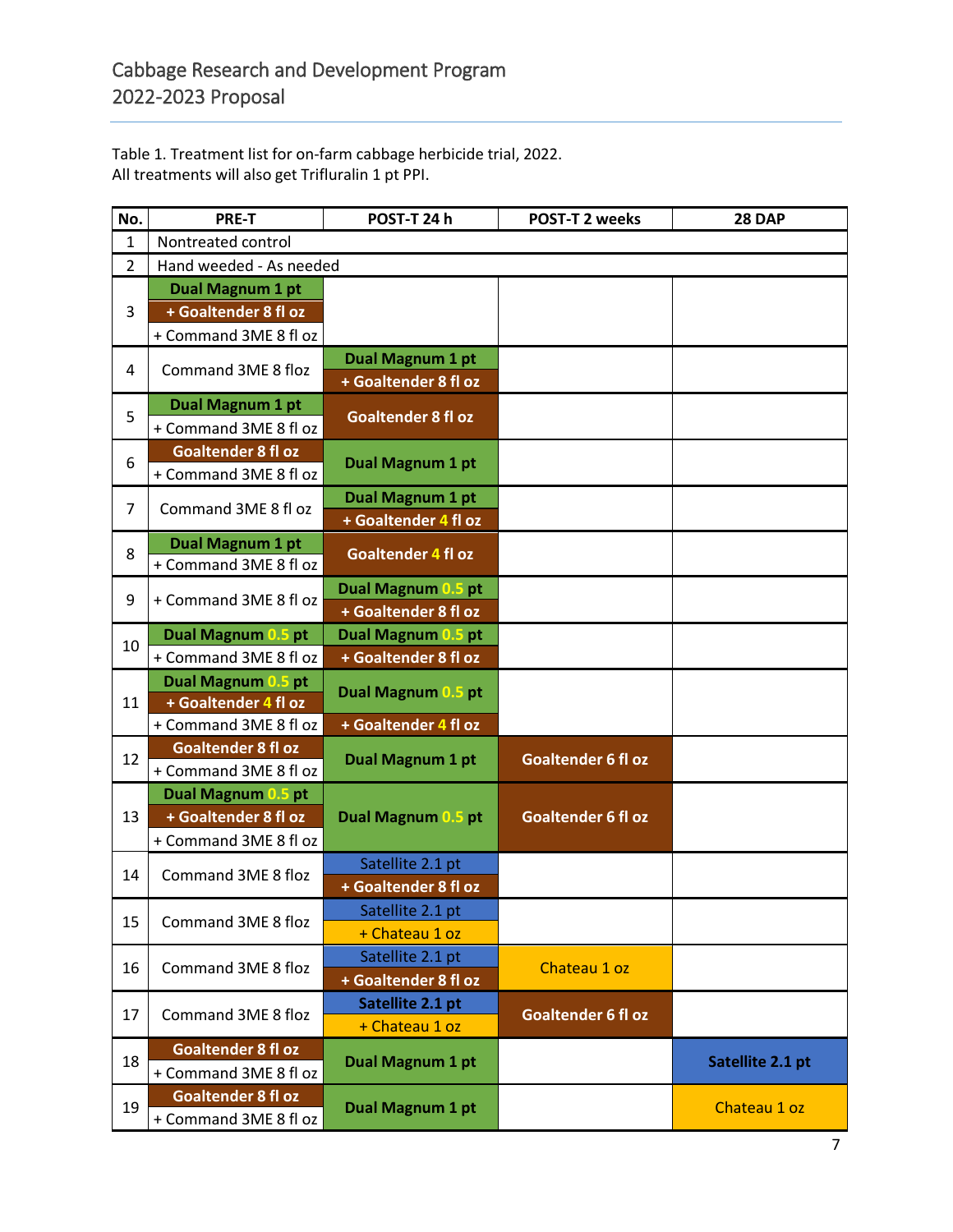Cabbage Research and Development Program
2022-2023 Proposal

Table 1. Treatment list for on-farm cabbage herbicide trial, 2022.
All treatments will also get Trifluralin 1 pt PPI.

| No. | PRE-T | POST-T 24 h | POST-T 2 weeks | 28 DAP |
|---|---|---|---|---|
| 1 | Nontreated control | | | |
| 2 | Hand weeded - As needed | | | |
| 3 | **Dual Magnum 1 pt** **+ Goaltender 8 fl oz** + Command 3ME 8 fl oz | | | |
| 4 | Command 3ME 8 floz | **Dual Magnum 1 pt** **+ Goaltender 8 fl oz** | | |
| 5 | **Dual Magnum 1 pt** + Command 3ME 8 fl oz | **Goaltender 8 fl oz** | | |
| 6 | **Goaltender 8 fl oz** + Command 3ME 8 fl oz | **Dual Magnum 1 pt** | | |
| 7 | Command 3ME 8 fl oz | **Dual Magnum 1 pt** **+ Goaltender 4 fl oz** | | |
| 8 | **Dual Magnum 1 pt** + Command 3ME 8 fl oz | **Goaltender 4 fl oz** | | |
| 9 | + Command 3ME 8 fl oz | **Dual Magnum 0.5 pt** **+ Goaltender 8 fl oz** | | |
| 10 | **Dual Magnum 0.5 pt** + Command 3ME 8 fl oz | **Dual Magnum 0.5 pt** **+ Goaltender 8 fl oz** | | |
| 11 | **Dual Magnum 0.5 pt** **+ Goaltender 4 fl oz** + Command 3ME 8 fl oz | **Dual Magnum 0.5 pt** **+ Goaltender 4 fl oz** | | |
| 12 | **Goaltender 8 fl oz** + Command 3ME 8 fl oz | **Dual Magnum 1 pt** | **Goaltender 6 fl oz** | |
| 13 | **Dual Magnum 0.5 pt** **+ Goaltender 8 fl oz** + Command 3ME 8 fl oz | **Dual Magnum 0.5 pt** | **Goaltender 6 fl oz** | |
| 14 | Command 3ME 8 floz | Satellite 2.1 pt **+ Goaltender 8 fl oz** | | |
| 15 | Command 3ME 8 floz | Satellite 2.1 pt + Chateau 1 oz | | |
| 16 | Command 3ME 8 floz | Satellite 2.1 pt **+ Goaltender 8 fl oz** | Chateau 1 oz | |
| 17 | Command 3ME 8 floz | **Satellite 2.1 pt** + Chateau 1 oz | **Goaltender 6 fl oz** | |
| 18 | **Goaltender 8 fl oz** + Command 3ME 8 fl oz | **Dual Magnum 1 pt** | | **Satellite 2.1 pt** |
| 19 | **Goaltender 8 fl oz** + Command 3ME 8 fl oz | **Dual Magnum 1 pt** | | Chateau 1 oz |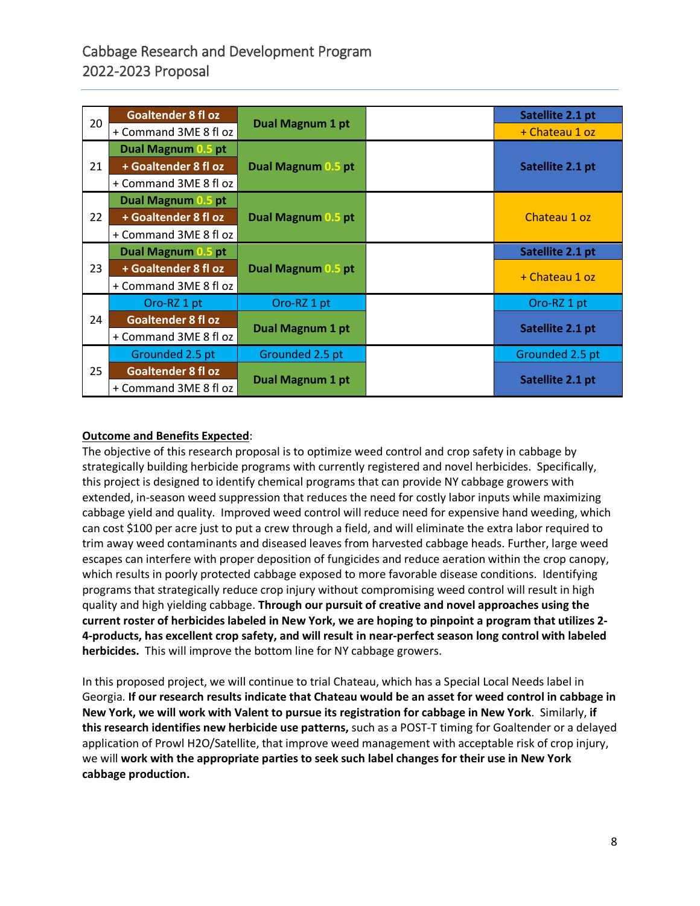| | | | | |
|---|---|---|---|---|
| 20 | Goaltender 8 fl oz + Command 3ME 8 fl oz | Dual Magnum 1 pt | | Satellite 2.1 pt + Chateau 1 oz |
| 21 | Dual Magnum 0.5 pt + Goaltender 8 fl oz + Command 3ME 8 fl oz | Dual Magnum 0.5 pt | | Satellite 2.1 pt |
| 22 | Dual Magnum 0.5 pt + Goaltender 8 fl oz + Command 3ME 8 fl oz | Dual Magnum 0.5 pt | | Chateau 1 oz |
| 23 | Dual Magnum 0.5 pt + Goaltender 8 fl oz + Command 3ME 8 fl oz | Dual Magnum 0.5 pt | | Satellite 2.1 pt + Chateau 1 oz |
| 24 | Oro-RZ 1 pt Goaltender 8 fl oz + Command 3ME 8 fl oz | Oro-RZ 1 pt Dual Magnum 1 pt | | Oro-RZ 1 pt Satellite 2.1 pt |
| 25 | Grounded 2.5 pt Goaltender 8 fl oz + Command 3ME 8 fl oz | Grounded 2.5 pt Dual Magnum 1 pt | | Grounded 2.5 pt Satellite 2.1 pt |

**Outcome and Benefits Expected**:

The objective of this research proposal is to optimize weed control and crop safety in cabbage by strategically building herbicide programs with currently registered and novel herbicides. Specifically, this project is designed to identify chemical programs that can provide NY cabbage growers with extended, in-season weed suppression that reduces the need for costly labor inputs while maximizing cabbage yield and quality. Improved weed control will reduce need for expensive hand weeding, which can cost $100 per acre just to put a crew through a field, and will eliminate the extra labor required to trim away weed contaminants and diseased leaves from harvested cabbage heads. Further, large weed escapes can interfere with proper deposition of fungicides and reduce aeration within the crop canopy, which results in poorly protected cabbage exposed to more favorable disease conditions. Identifying programs that strategically reduce crop injury without compromising weed control will result in high quality and high yielding cabbage. **Through our pursuit of creative and novel approaches using the current roster of herbicides labeled in New York, we are hoping to pinpoint a program that utilizes 2-4-products, has excellent crop safety, and will result in near-perfect season long control with labeled herbicides.** This will improve the bottom line for NY cabbage growers.

In this proposed project, we will continue to trial Chateau, which has a Special Local Needs label in Georgia. **If our research results indicate that Chateau would be an asset for weed control in cabbage in New York, we will work with Valent to pursue its registration for cabbage in New York**. Similarly, **if this research identifies new herbicide use patterns,** such as a POST-T timing for Goaltender or a delayed application of Prowl H2O/Satellite, that improve weed management with acceptable risk of crop injury, we will **work with the appropriate parties to seek such label changes for their use in New York cabbage production.**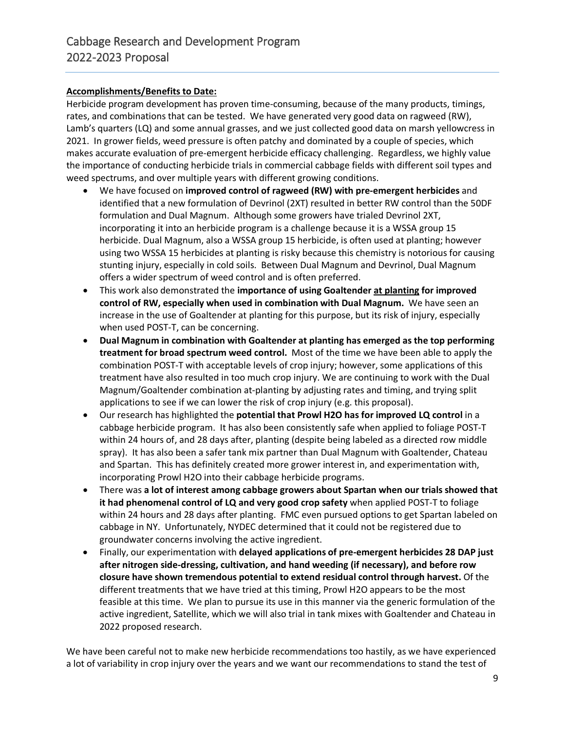**Accomplishments/Benefits to Date:**

Herbicide program development has proven time-consuming, because of the many products, timings, rates, and combinations that can be tested. We have generated very good data on ragweed (RW), Lamb's quarters (LQ) and some annual grasses, and we just collected good data on marsh yellowcress in 2021. In grower fields, weed pressure is often patchy and dominated by a couple of species, which makes accurate evaluation of pre-emergent herbicide efficacy challenging. Regardless, we highly value the importance of conducting herbicide trials in commercial cabbage fields with different soil types and weed spectrums, and over multiple years with different growing conditions.

- We have focused on **improved control of ragweed (RW) with pre-emergent herbicides** and identified that a new formulation of Devrinol (2XT) resulted in better RW control than the 50DF formulation and Dual Magnum. Although some growers have trialed Devrinol 2XT, incorporating it into an herbicide program is a challenge because it is a WSSA group 15 herbicide. Dual Magnum, also a WSSA group 15 herbicide, is often used at planting; however using two WSSA 15 herbicides at planting is risky because this chemistry is notorious for causing stunting injury, especially in cold soils. Between Dual Magnum and Devrinol, Dual Magnum offers a wider spectrum of weed control and is often preferred.
- This work also demonstrated the **importance of using Goaltender <u>at planting</u> for improved control of RW, especially when used in combination with Dual Magnum.** We have seen an increase in the use of Goaltender at planting for this purpose, but its risk of injury, especially when used POST-T, can be concerning.
- **Dual Magnum in combination with Goaltender at planting has emerged as the top performing treatment for broad spectrum weed control.** Most of the time we have been able to apply the combination POST-T with acceptable levels of crop injury; however, some applications of this treatment have also resulted in too much crop injury. We are continuing to work with the Dual Magnum/Goaltender combination at-planting by adjusting rates and timing, and trying split applications to see if we can lower the risk of crop injury (e.g. this proposal).
- Our research has highlighted the **potential that Prowl H2O has for improved LQ control** in a cabbage herbicide program. It has also been consistently safe when applied to foliage POST-T within 24 hours of, and 28 days after, planting (despite being labeled as a directed row middle spray). It has also been a safer tank mix partner than Dual Magnum with Goaltender, Chateau and Spartan. This has definitely created more grower interest in, and experimentation with, incorporating Prowl H2O into their cabbage herbicide programs.
- There was **a lot of interest among cabbage growers about Spartan when our trials showed that it had phenomenal control of LQ and very good crop safety** when applied POST-T to foliage within 24 hours and 28 days after planting. FMC even pursued options to get Spartan labeled on cabbage in NY. Unfortunately, NYDEC determined that it could not be registered due to groundwater concerns involving the active ingredient.
- Finally, our experimentation with **delayed applications of pre-emergent herbicides 28 DAP just after nitrogen side-dressing, cultivation, and hand weeding (if necessary), and before row closure have shown tremendous potential to extend residual control through harvest.** Of the different treatments that we have tried at this timing, Prowl H2O appears to be the most feasible at this time. We plan to pursue its use in this manner via the generic formulation of the active ingredient, Satellite, which we will also trial in tank mixes with Goaltender and Chateau in 2022 proposed research.

We have been careful not to make new herbicide recommendations too hastily, as we have experienced a lot of variability in crop injury over the years and we want our recommendations to stand the test of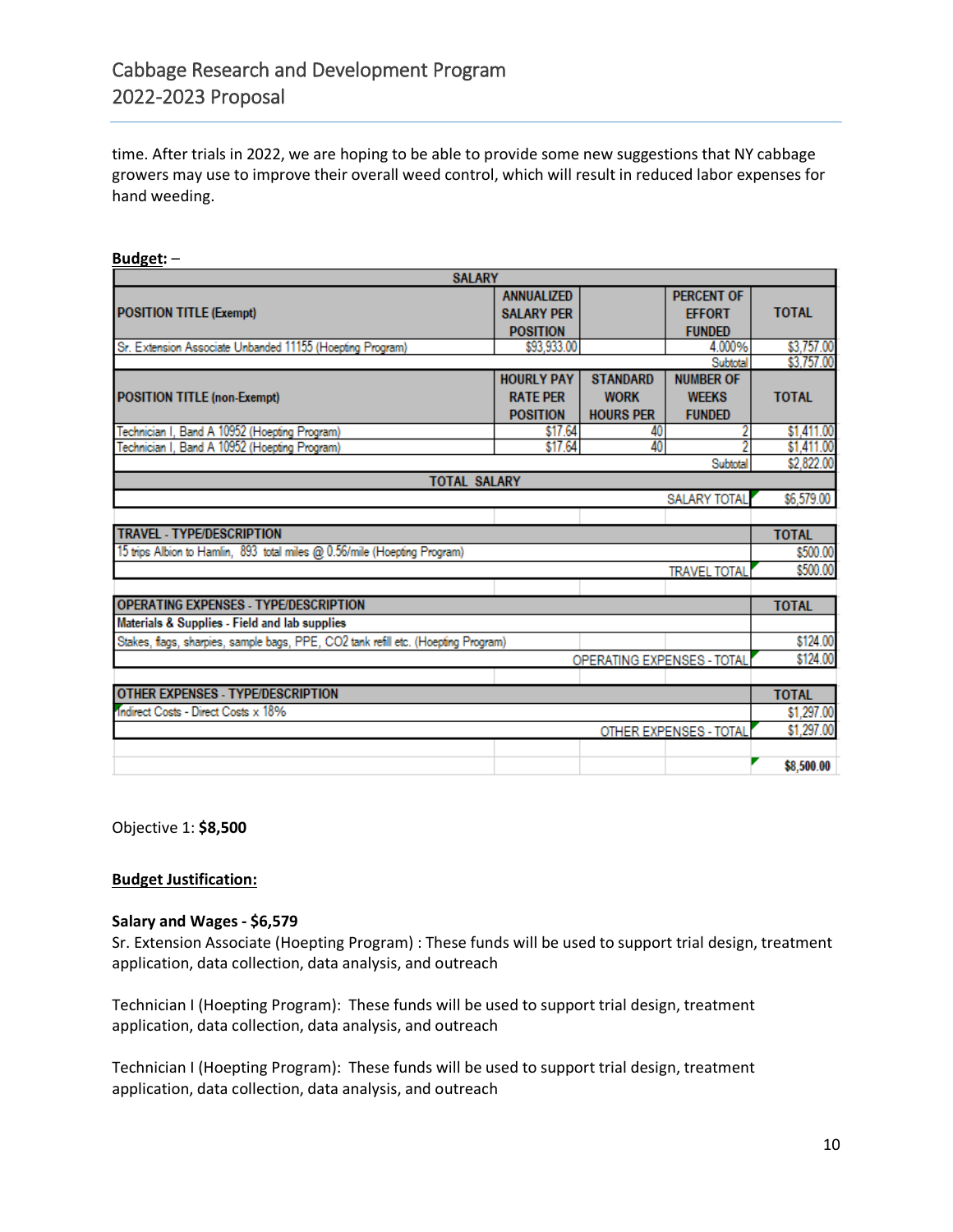time. After trials in 2022, we are hoping to be able to provide some new suggestions that NY cabbage growers may use to improve their overall weed control, which will result in reduced labor expenses for hand weeding.

**Budget:** –

| SALARY | | | | |
|---|---|---|---|---|
| **POSITION TITLE (Exempt)** | **ANNUALIZED SALARY PER POSITION** | | **PERCENT OF EFFORT FUNDED** | **TOTAL** |
| Sr. Extension Associate Unbanded 11155 (Hoepting Program) | $93,933.00 | | 4.000% | $3,757.00 |
| | | | Subtotal | $3,757.00 |
| **POSITION TITLE (non-Exempt)** | **HOURLY PAY RATE PER POSITION** | **STANDARD WORK HOURS PER** | **NUMBER OF WEEKS FUNDED** | **TOTAL** |
| Technician I, Band A 10952 (Hoepting Program) | $17.64 | 40 | 2 | $1,411.00 |
| Technician I, Band A 10952 (Hoepting Program) | $17.64 | 40 | 2 | $1,411.00 |
| | | | Subtotal | $2,822.00 |
| **TOTAL SALARY** | | | | |
| | | | SALARY TOTAL | $6,579.00 |
| | | | | |
| **TRAVEL - TYPE/DESCRIPTION** | | | | **TOTAL** |
| 15 trips Albion to Hamlin, 893 total miles @ 0.56/mile (Hoepting Program) | | | | $500.00 |
| | | | TRAVEL TOTAL | $500.00 |
| | | | | |
| **OPERATING EXPENSES - TYPE/DESCRIPTION** | | | | **TOTAL** |
| **Materials & Supplies - Field and lab supplies** | | | | |
| Stakes, flags, sharpies, sample bags, PPE, CO2 tank refill etc. (Hoepting Program) | | | | $124.00 |
| | | | OPERATING EXPENSES - TOTAL | $124.00 |
| | | | | |
| **OTHER EXPENSES - TYPE/DESCRIPTION** | | | | **TOTAL** |
| Indirect Costs - Direct Costs x 18% | | | | $1,297.00 |
| | | | OTHER EXPENSES - TOTAL | $1,297.00 |
| | | | | |
| | | | | **$8,500.00** |

Objective 1: **$8,500**

**Budget Justification:**

**Salary and Wages - $6,579**

Sr. Extension Associate (Hoepting Program) : These funds will be used to support trial design, treatment application, data collection, data analysis, and outreach

Technician I (Hoepting Program): These funds will be used to support trial design, treatment application, data collection, data analysis, and outreach

Technician I (Hoepting Program): These funds will be used to support trial design, treatment application, data collection, data analysis, and outreach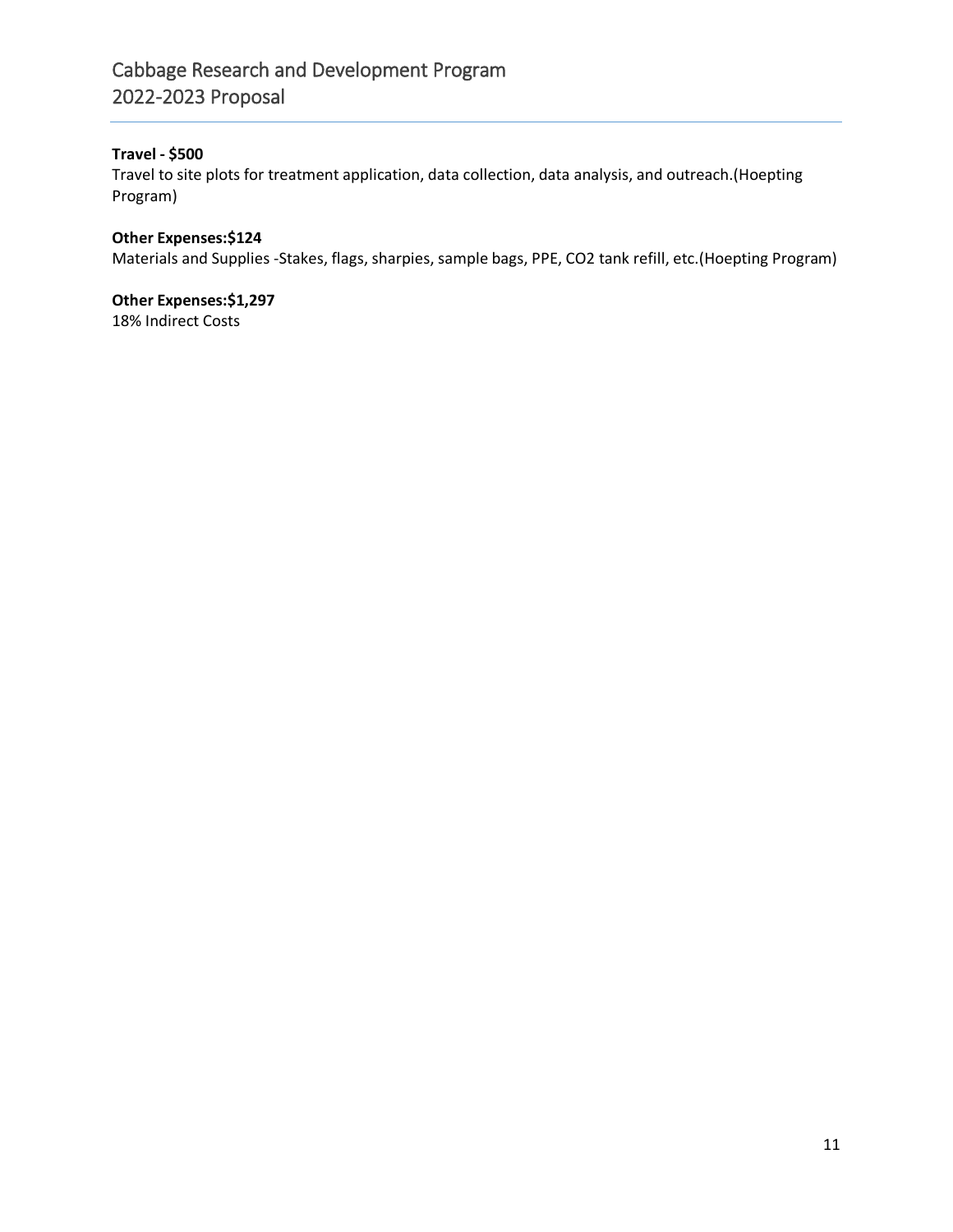**Travel - $500**
Travel to site plots for treatment application, data collection, data analysis, and outreach.(Hoepting Program)

**Other Expenses:$124**
Materials and Supplies -Stakes, flags, sharpies, sample bags, PPE, $CO_2$ tank refill, etc.(Hoepting Program)

**Other Expenses:$1,297**
18% Indirect Costs